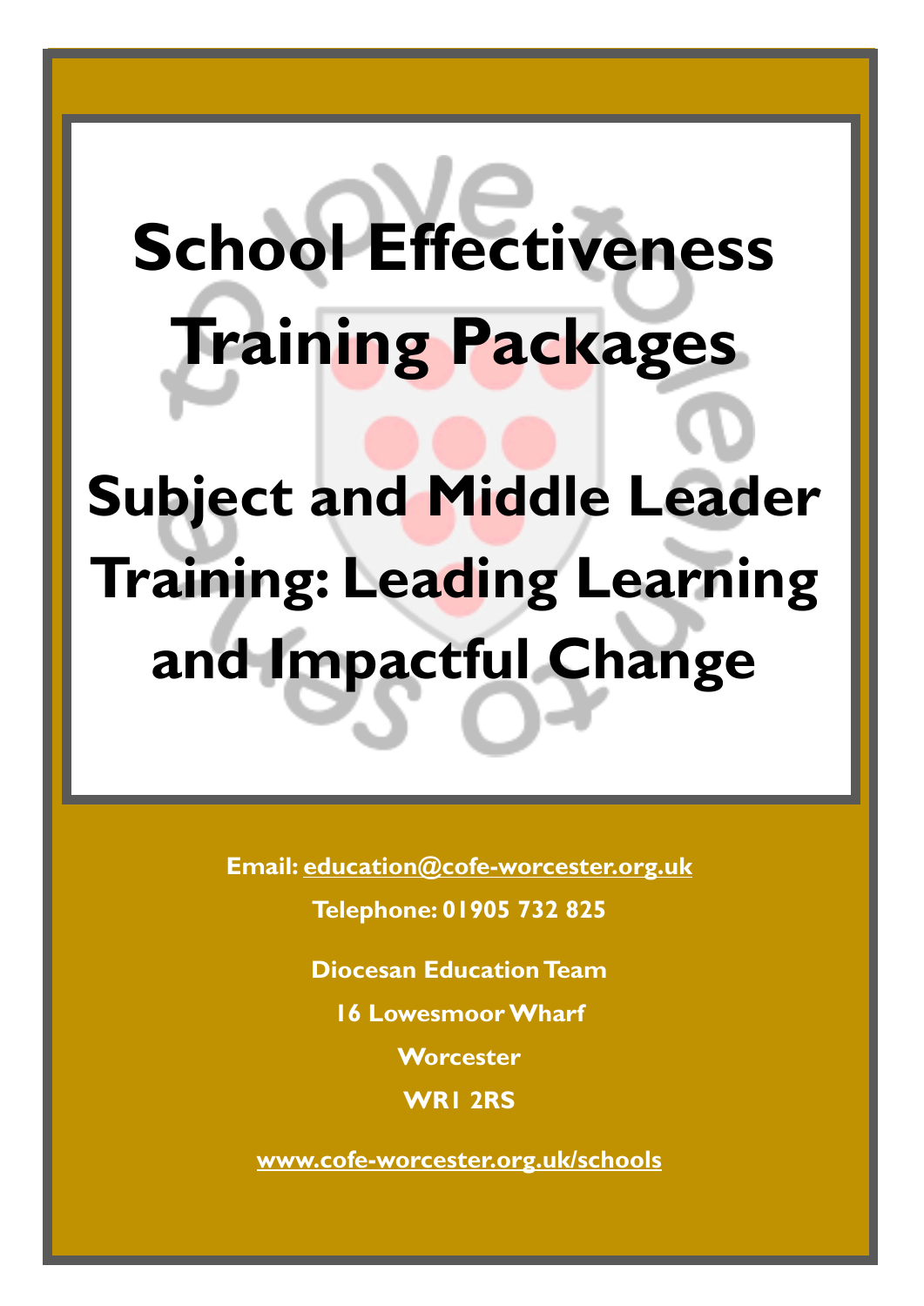# School Effectiveness Training Packages

# Subject and Middle Leader Training: Leading Learning and Impactful Change

**Email:** **education@cofe-worcester.org.uk**

**Telephone: 01905 732 825**

**Diocesan Education Team**

**16 Lowesmoor Wharf**

**Worcester**

**WR1 2RS**

**www.cofe-worcester.org.uk/schools**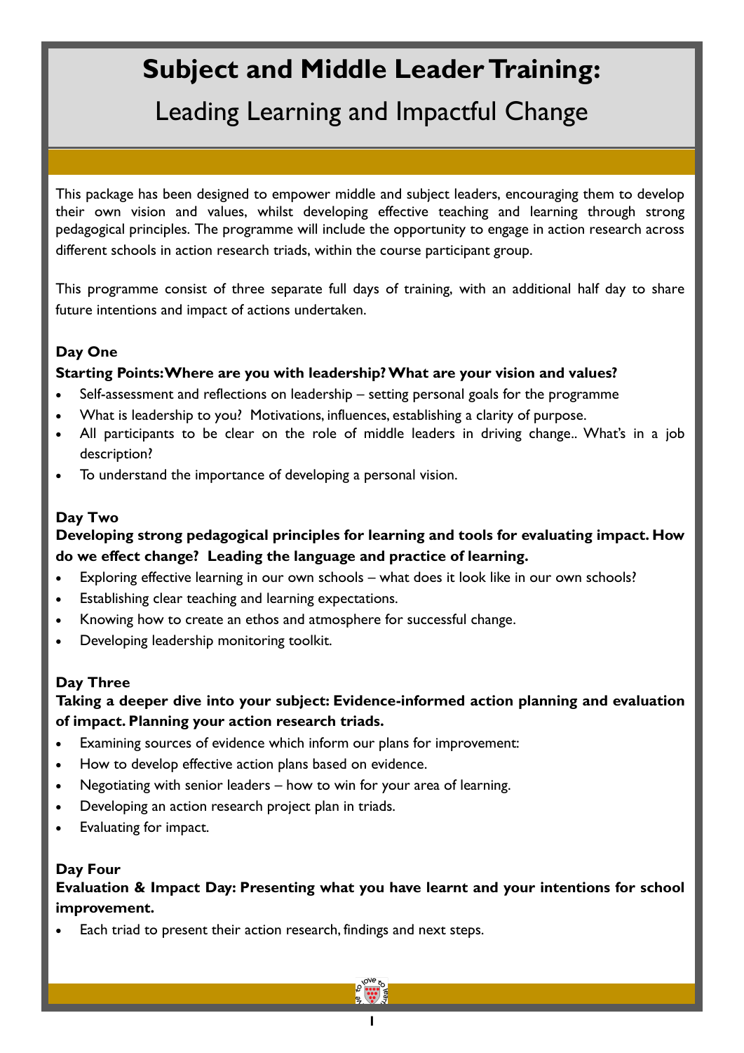# Subject and Middle Leader Training:

## Leading Learning and Impactful Change

This package has been designed to empower middle and subject leaders, encouraging them to develop their own vision and values, whilst developing effective teaching and learning through strong pedagogical principles. The programme will include the opportunity to engage in action research across different schools in action research triads, within the course participant group.

This programme consist of three separate full days of training, with an additional half day to share future intentions and impact of actions undertaken.

**Day One**

**Starting Points: Where are you with leadership? What are your vision and values?**

- Self-assessment and reflections on leadership – setting personal goals for the programme
- What is leadership to you? Motivations, influences, establishing a clarity of purpose.
- All participants to be clear on the role of middle leaders in driving change.. What's in a job description?
- To understand the importance of developing a personal vision.

**Day Two**

**Developing strong pedagogical principles for learning and tools for evaluating impact. How do we effect change? Leading the language and practice of learning.**

- Exploring effective learning in our own schools – what does it look like in our own schools?
- Establishing clear teaching and learning expectations.
- Knowing how to create an ethos and atmosphere for successful change.
- Developing leadership monitoring toolkit.

**Day Three**

**Taking a deeper dive into your subject: Evidence-informed action planning and evaluation of impact. Planning your action research triads.**

- Examining sources of evidence which inform our plans for improvement:
- How to develop effective action plans based on evidence.
- Negotiating with senior leaders – how to win for your area of learning.
- Developing an action research project plan in triads.
- Evaluating for impact.

**Day Four**

**Evaluation & Impact Day: Presenting what you have learnt and your intentions for school improvement.**

- Each triad to present their action research, findings and next steps.